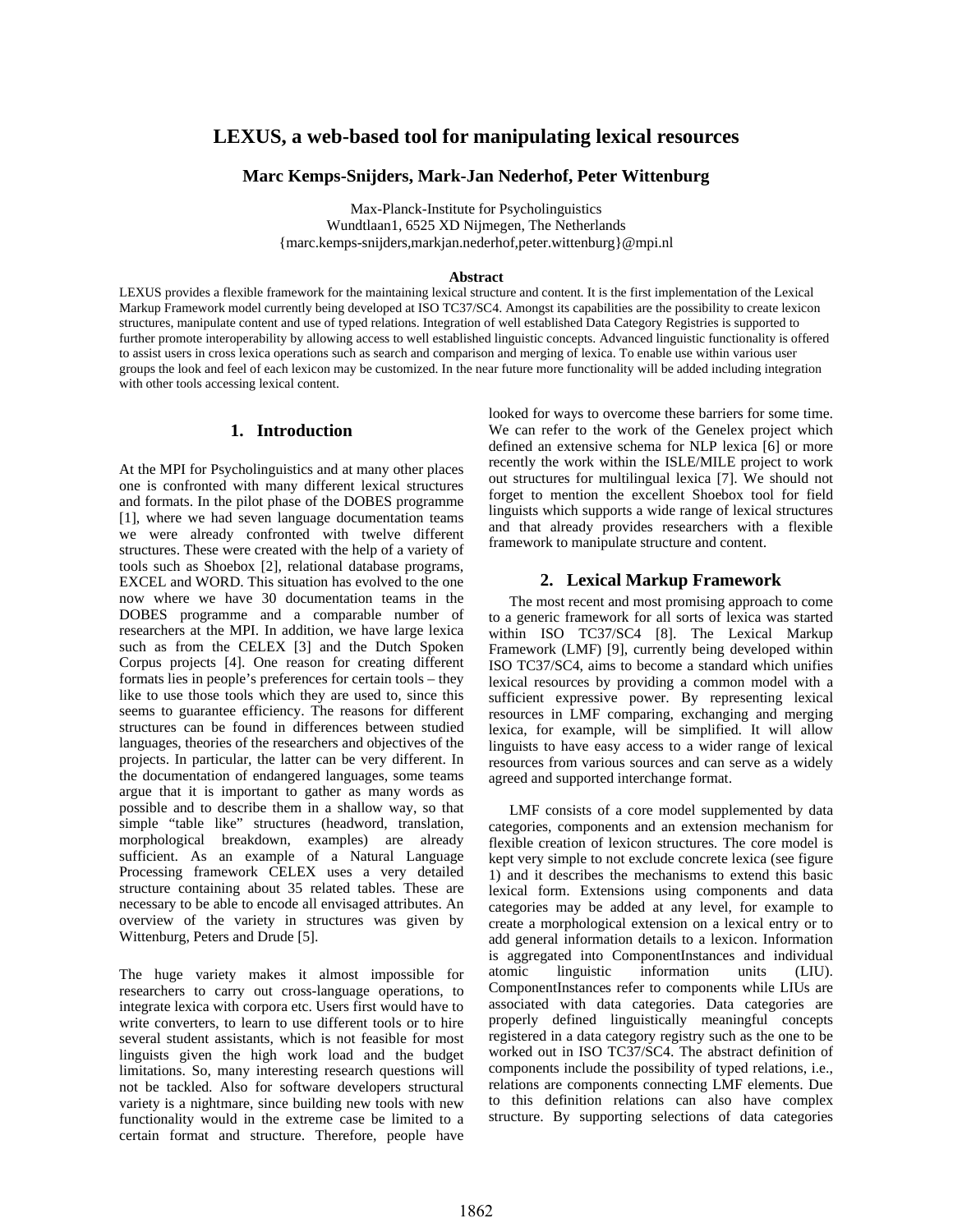# LEXUS, a web-based tool for manipulating lexical resources

**Marc Kemps-Snijders, Mark-Jan Nederhof, Peter Wittenburg**

Max-Planck-Institute for Psycholinguistics
Wundtlaan1, 6525 XD Nijmegen, The Netherlands
{marc.kemps-snijders,markjan.nederhof,peter.wittenburg}@mpi.nl

**Abstract**

LEXUS provides a flexible framework for the maintaining lexical structure and content. It is the first implementation of the Lexical Markup Framework model currently being developed at ISO TC37/SC4. Amongst its capabilities are the possibility to create lexicon structures, manipulate content and use of typed relations. Integration of well established Data Category Registries is supported to further promote interoperability by allowing access to well established linguistic concepts. Advanced linguistic functionality is offered to assist users in cross lexica operations such as search and comparison and merging of lexica. To enable use within various user groups the look and feel of each lexicon may be customized. In the near future more functionality will be added including integration with other tools accessing lexical content.

## 1. Introduction

At the MPI for Psycholinguistics and at many other places one is confronted with many different lexical structures and formats. In the pilot phase of the DOBES programme [1], where we had seven language documentation teams we were already confronted with twelve different structures. These were created with the help of a variety of tools such as Shoebox [2], relational database programs, EXCEL and WORD. This situation has evolved to the one now where we have 30 documentation teams in the DOBES programme and a comparable number of researchers at the MPI. In addition, we have large lexica such as from the CELEX [3] and the Dutch Spoken Corpus projects [4]. One reason for creating different formats lies in people's preferences for certain tools – they like to use those tools which they are used to, since this seems to guarantee efficiency. The reasons for different structures can be found in differences between studied languages, theories of the researchers and objectives of the projects. In particular, the latter can be very different. In the documentation of endangered languages, some teams argue that it is important to gather as many words as possible and to describe them in a shallow way, so that simple "table like" structures (headword, translation, morphological breakdown, examples) are already sufficient. As an example of a Natural Language Processing framework CELEX uses a very detailed structure containing about 35 related tables. These are necessary to be able to encode all envisaged attributes. An overview of the variety in structures was given by Wittenburg, Peters and Drude [5].

The huge variety makes it almost impossible for researchers to carry out cross-language operations, to integrate lexica with corpora etc. Users first would have to write converters, to learn to use different tools or to hire several student assistants, which is not feasible for most linguists given the high work load and the budget limitations. So, many interesting research questions will not be tackled. Also for software developers structural variety is a nightmare, since building new tools with new functionality would in the extreme case be limited to a certain format and structure. Therefore, people have looked for ways to overcome these barriers for some time. We can refer to the work of the Genelex project which defined an extensive schema for NLP lexica [6] or more recently the work within the ISLE/MILE project to work out structures for multilingual lexica [7]. We should not forget to mention the excellent Shoebox tool for field linguists which supports a wide range of lexical structures and that already provides researchers with a flexible framework to manipulate structure and content.

## 2. Lexical Markup Framework

The most recent and most promising approach to come to a generic framework for all sorts of lexica was started within ISO TC37/SC4 [8]. The Lexical Markup Framework (LMF) [9], currently being developed within ISO TC37/SC4, aims to become a standard which unifies lexical resources by providing a common model with a sufficient expressive power. By representing lexical resources in LMF comparing, exchanging and merging lexica, for example, will be simplified. It will allow linguists to have easy access to a wider range of lexical resources from various sources and can serve as a widely agreed and supported interchange format.

LMF consists of a core model supplemented by data categories, components and an extension mechanism for flexible creation of lexicon structures. The core model is kept very simple to not exclude concrete lexica (see figure 1) and it describes the mechanisms to extend this basic lexical form. Extensions using components and data categories may be added at any level, for example to create a morphological extension on a lexical entry or to add general information details to a lexicon. Information is aggregated into ComponentInstances and individual atomic linguistic information units (LIU). ComponentInstances refer to components while LIUs are associated with data categories. Data categories are properly defined linguistically meaningful concepts registered in a data category registry such as the one to be worked out in ISO TC37/SC4. The abstract definition of components include the possibility of typed relations, i.e., relations are components connecting LMF elements. Due to this definition relations can also have complex structure. By supporting selections of data categories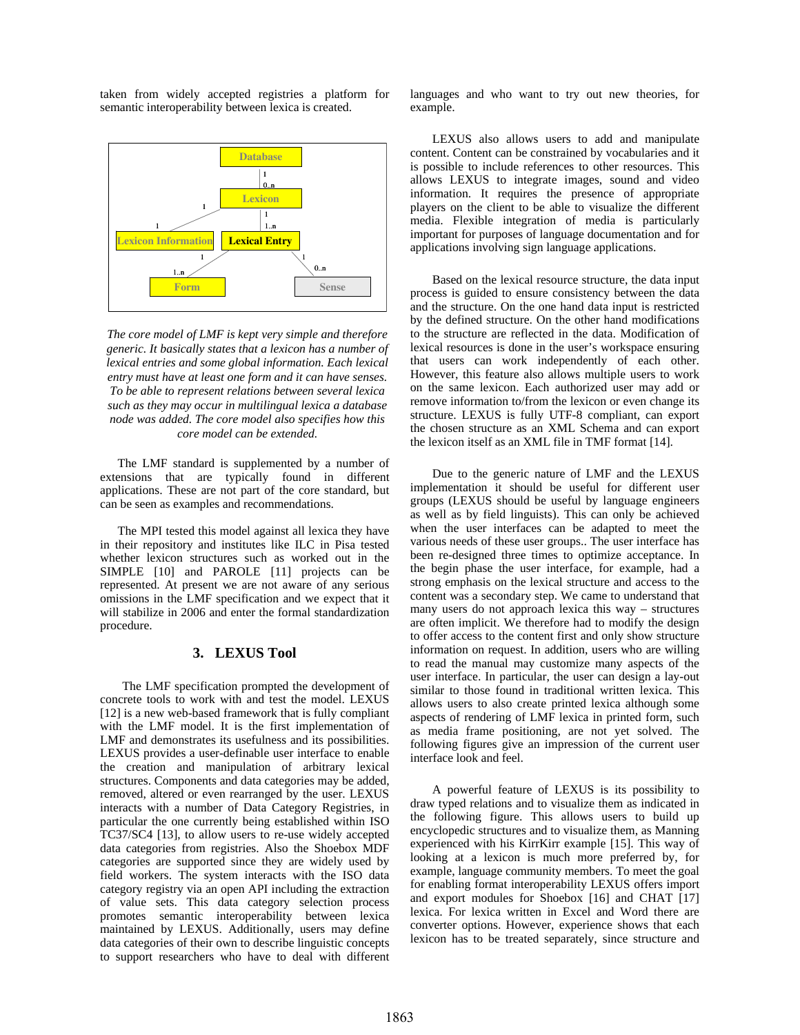taken from widely accepted registries a platform for semantic interoperability between lexica is created.

*The core model of LMF is kept very simple and therefore generic. It basically states that a lexicon has a number of lexical entries and some global information. Each lexical entry must have at least one form and it can have senses. To be able to represent relations between several lexica such as they may occur in multilingual lexica a database node was added. The core model also specifies how this core model can be extended.*

The LMF standard is supplemented by a number of extensions that are typically found in different applications. These are not part of the core standard, but can be seen as examples and recommendations.

The MPI tested this model against all lexica they have in their repository and institutes like ILC in Pisa tested whether lexicon structures such as worked out in the SIMPLE [10] and PAROLE [11] projects can be represented. At present we are not aware of any serious omissions in the LMF specification and we expect that it will stabilize in 2006 and enter the formal standardization procedure.

## 3. LEXUS Tool

The LMF specification prompted the development of concrete tools to work with and test the model. LEXUS [12] is a new web-based framework that is fully compliant with the LMF model. It is the first implementation of LMF and demonstrates its usefulness and its possibilities. LEXUS provides a user-definable user interface to enable the creation and manipulation of arbitrary lexical structures. Components and data categories may be added, removed, altered or even rearranged by the user. LEXUS interacts with a number of Data Category Registries, in particular the one currently being established within ISO TC37/SC4 [13], to allow users to re-use widely accepted data categories from registries. Also the Shoebox MDF categories are supported since they are widely used by field workers. The system interacts with the ISO data category registry via an open API including the extraction of value sets. This data category selection process promotes semantic interoperability between lexica maintained by LEXUS. Additionally, users may define data categories of their own to describe linguistic concepts to support researchers who have to deal with different languages and who want to try out new theories, for example.

LEXUS also allows users to add and manipulate content. Content can be constrained by vocabularies and it is possible to include references to other resources. This allows LEXUS to integrate images, sound and video information. It requires the presence of appropriate players on the client to be able to visualize the different media. Flexible integration of media is particularly important for purposes of language documentation and for applications involving sign language applications.

Based on the lexical resource structure, the data input process is guided to ensure consistency between the data and the structure. On the one hand data input is restricted by the defined structure. On the other hand modifications to the structure are reflected in the data. Modification of lexical resources is done in the user's workspace ensuring that users can work independently of each other. However, this feature also allows multiple users to work on the same lexicon. Each authorized user may add or remove information to/from the lexicon or even change its structure. LEXUS is fully UTF-8 compliant, can export the chosen structure as an XML Schema and can export the lexicon itself as an XML file in TMF format [14].

Due to the generic nature of LMF and the LEXUS implementation it should be useful for different user groups (LEXUS should be useful by language engineers as well as by field linguists). This can only be achieved when the user interfaces can be adapted to meet the various needs of these user groups.. The user interface has been re-designed three times to optimize acceptance. In the begin phase the user interface, for example, had a strong emphasis on the lexical structure and access to the content was a secondary step. We came to understand that many users do not approach lexica this way – structures are often implicit. We therefore had to modify the design to offer access to the content first and only show structure information on request. In addition, users who are willing to read the manual may customize many aspects of the user interface. In particular, the user can design a lay-out similar to those found in traditional written lexica. This allows users to also create printed lexica although some aspects of rendering of LMF lexica in printed form, such as media frame positioning, are not yet solved. The following figures give an impression of the current user interface look and feel.

A powerful feature of LEXUS is its possibility to draw typed relations and to visualize them as indicated in the following figure. This allows users to build up encyclopedic structures and to visualize them, as Manning experienced with his KirrKirr example [15]. This way of looking at a lexicon is much more preferred by, for example, language community members. To meet the goal for enabling format interoperability LEXUS offers import and export modules for Shoebox [16] and CHAT [17] lexica. For lexica written in Excel and Word there are converter options. However, experience shows that each lexicon has to be treated separately, since structure and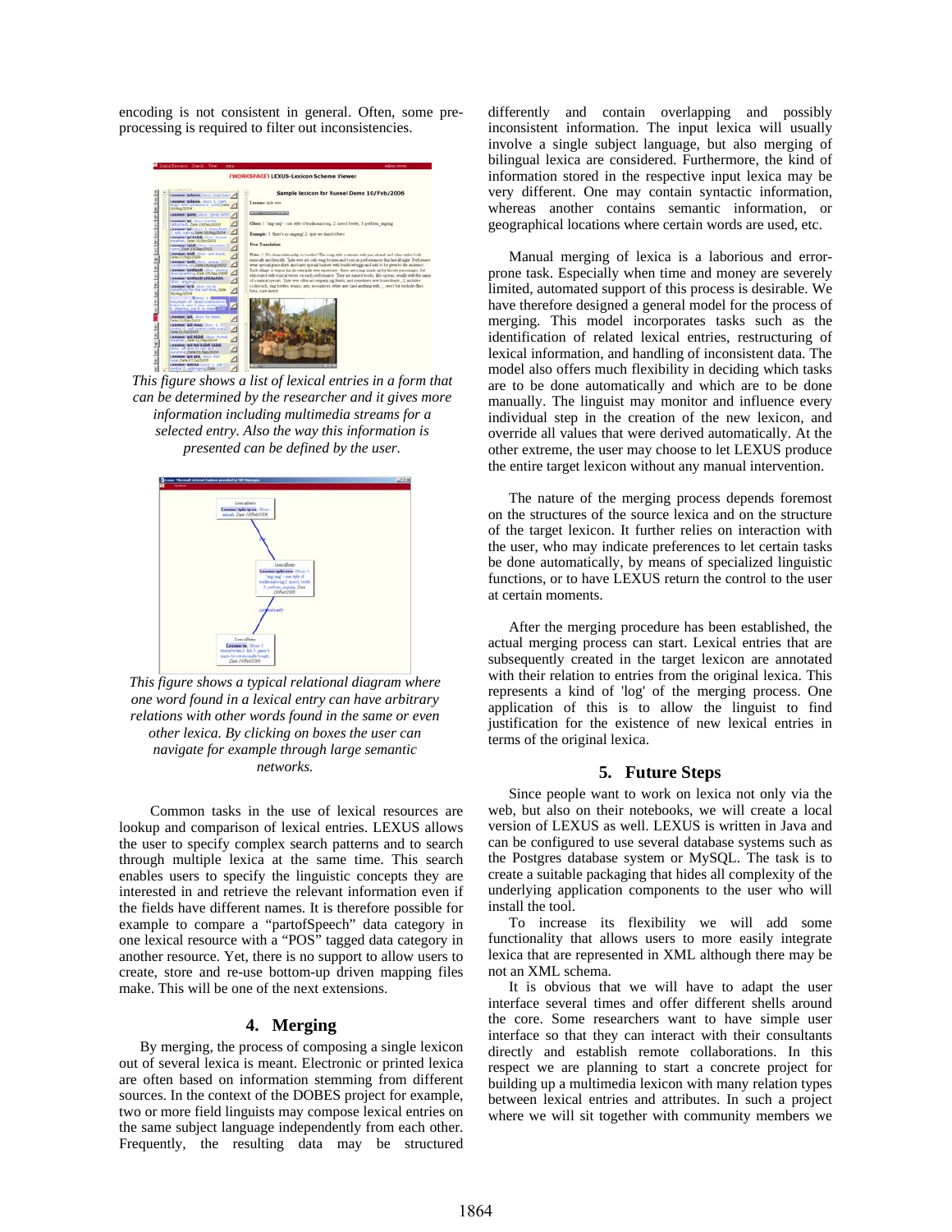encoding is not consistent in general. Often, some pre-processing is required to filter out inconsistencies.

*This figure shows a list of lexical entries in a form that can be determined by the researcher and it gives more information including multimedia streams for a selected entry. Also the way this information is presented can be defined by the user.*

*This figure shows a typical relational diagram where one word found in a lexical entry can have arbitrary relations with other words found in the same or even other lexica. By clicking on boxes the user can navigate for example through large semantic networks.*

Common tasks in the use of lexical resources are lookup and comparison of lexical entries. LEXUS allows the user to specify complex search patterns and to search through multiple lexica at the same time. This search enables users to specify the linguistic concepts they are interested in and retrieve the relevant information even if the fields have different names. It is therefore possible for example to compare a "partofSpeech" data category in one lexical resource with a "POS" tagged data category in another resource. Yet, there is no support to allow users to create, store and re-use bottom-up driven mapping files make. This will be one of the next extensions.

## 4. Merging

By merging, the process of composing a single lexicon out of several lexica is meant. Electronic or printed lexica are often based on information stemming from different sources. In the context of the DOBES project for example, two or more field linguists may compose lexical entries on the same subject language independently from each other. Frequently, the resulting data may be structured differently and contain overlapping and possibly inconsistent information. The input lexica will usually involve a single subject language, but also merging of bilingual lexica are considered. Furthermore, the kind of information stored in the respective input lexica may be very different. One may contain syntactic information, whereas another contains semantic information, or geographical locations where certain words are used, etc.

Manual merging of lexica is a laborious and error-prone task. Especially when time and money are severely limited, automated support of this process is desirable. We have therefore designed a general model for the process of merging. This model incorporates tasks such as the identification of related lexical entries, restructuring of lexical information, and handling of inconsistent data. The model also offers much flexibility in deciding which tasks are to be done automatically and which are to be done manually. The linguist may monitor and influence every individual step in the creation of the new lexicon, and override all values that were derived automatically. At the other extreme, the user may choose to let LEXUS produce the entire target lexicon without any manual intervention.

The nature of the merging process depends foremost on the structures of the source lexica and on the structure of the target lexicon. It further relies on interaction with the user, who may indicate preferences to let certain tasks be done automatically, by means of specialized linguistic functions, or to have LEXUS return the control to the user at certain moments.

After the merging procedure has been established, the actual merging process can start. Lexical entries that are subsequently created in the target lexicon are annotated with their relation to entries from the original lexica. This represents a kind of 'log' of the merging process. One application of this is to allow the linguist to find justification for the existence of new lexical entries in terms of the original lexica.

## 5. Future Steps

Since people want to work on lexica not only via the web, but also on their notebooks, we will create a local version of LEXUS as well. LEXUS is written in Java and can be configured to use several database systems such as the Postgres database system or MySQL. The task is to create a suitable packaging that hides all complexity of the underlying application components to the user who will install the tool.

To increase its flexibility we will add some functionality that allows users to more easily integrate lexica that are represented in XML although there may be not an XML schema.

It is obvious that we will have to adapt the user interface several times and offer different shells around the core. Some researchers want to have simple user interface so that they can interact with their consultants directly and establish remote collaborations. In this respect we are planning to start a concrete project for building up a multimedia lexicon with many relation types between lexical entries and attributes. In such a project where we will sit together with community members we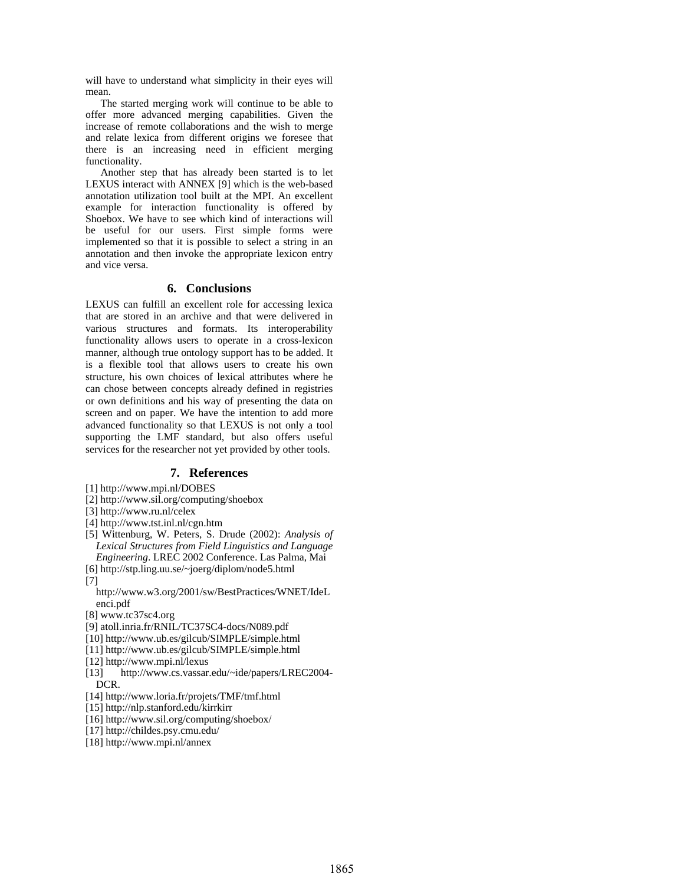will have to understand what simplicity in their eyes will mean.

The started merging work will continue to be able to offer more advanced merging capabilities. Given the increase of remote collaborations and the wish to merge and relate lexica from different origins we foresee that there is an increasing need in efficient merging functionality.

Another step that has already been started is to let LEXUS interact with ANNEX [9] which is the web-based annotation utilization tool built at the MPI. An excellent example for interaction functionality is offered by Shoebox. We have to see which kind of interactions will be useful for our users. First simple forms were implemented so that it is possible to select a string in an annotation and then invoke the appropriate lexicon entry and vice versa.

## 6. Conclusions

LEXUS can fulfill an excellent role for accessing lexica that are stored in an archive and that were delivered in various structures and formats. Its interoperability functionality allows users to operate in a cross-lexicon manner, although true ontology support has to be added. It is a flexible tool that allows users to create his own structure, his own choices of lexical attributes where he can chose between concepts already defined in registries or own definitions and his way of presenting the data on screen and on paper. We have the intention to add more advanced functionality so that LEXUS is not only a tool supporting the LMF standard, but also offers useful services for the researcher not yet provided by other tools.

## 7. References

[1] http://www.mpi.nl/DOBES

[2] http://www.sil.org/computing/shoebox

[3] http://www.ru.nl/celex

[4] http://www.tst.inl.nl/cgn.htm

[5] Wittenburg, W. Peters, S. Drude (2002): *Analysis of Lexical Structures from Field Linguistics and Language Engineering*. LREC 2002 Conference. Las Palma, Mai

[6] http://stp.ling.uu.se/~joerg/diplom/node5.html

[7] http://www.w3.org/2001/sw/BestPractices/WNET/IdeLenci.pdf

[8] www.tc37sc4.org

[9] atoll.inria.fr/RNIL/TC37SC4-docs/N089.pdf

[10] http://www.ub.es/gilcub/SIMPLE/simple.html

[11] http://www.ub.es/gilcub/SIMPLE/simple.html

[12] http://www.mpi.nl/lexus

[13] http://www.cs.vassar.edu/~ide/papers/LREC2004-DCR.

[14] http://www.loria.fr/projets/TMF/tmf.html

[15] http://nlp.stanford.edu/kirrkirr

[16] http://www.sil.org/computing/shoebox/

[17] http://childes.psy.cmu.edu/

[18] http://www.mpi.nl/annex